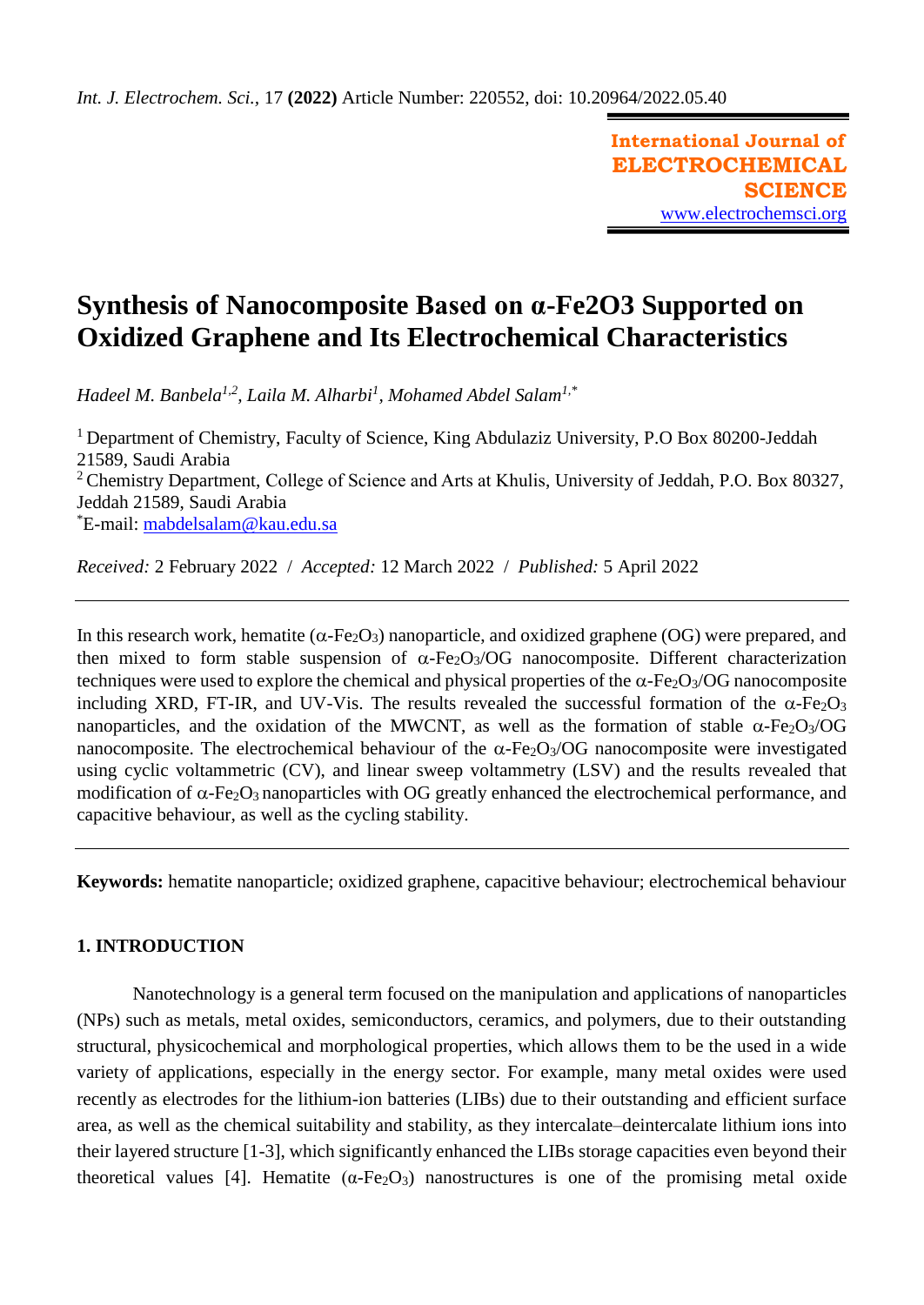*Int. J. Electrochem. Sci.*, 17 **(2022)** Article Number: 220552, doi: 10.20964/2022.05.40

**International Journal of ELECTROCHEMICAL SCIENCE**
www.electrochemsci.org

# Synthesis of Nanocomposite Based on α-Fe2O3 Supported on Oxidized Graphene and Its Electrochemical Characteristics

*Hadeel M. Banbela*[1,2], *Laila M. Alharbi*[1], *Mohamed Abdel Salam*[1,*]

[1] Department of Chemistry, Faculty of Science, King Abdulaziz University, P.O Box 80200-Jeddah 21589, Saudi Arabia
[2] Chemistry Department, College of Science and Arts at Khulis, University of Jeddah, P.O. Box 80327, Jeddah 21589, Saudi Arabia
[*]E-mail: mabdelsalam@kau.edu.sa

*Received:* 2 February 2022 / *Accepted:* 12 March 2022 / *Published:* 5 April 2022

In this research work, hematite ($\alpha$-$Fe_2O_3$) nanoparticle, and oxidized graphene (OG) were prepared, and then mixed to form stable suspension of $\alpha$-$Fe_2O_3$/OG nanocomposite. Different characterization techniques were used to explore the chemical and physical properties of the $\alpha$-$Fe_2O_3$/OG nanocomposite including XRD, FT-IR, and UV-Vis. The results revealed the successful formation of the $\alpha$-$Fe_2O_3$ nanoparticles, and the oxidation of the MWCNT, as well as the formation of stable $\alpha$-$Fe_2O_3$/OG nanocomposite. The electrochemical behaviour of the $\alpha$-$Fe_2O_3$/OG nanocomposite were investigated using cyclic voltammetric (CV), and linear sweep voltammetry (LSV) and the results revealed that modification of $\alpha$-$Fe_2O_3$ nanoparticles with OG greatly enhanced the electrochemical performance, and capacitive behaviour, as well as the cycling stability.

**Keywords:** hematite nanoparticle; oxidized graphene, capacitive behaviour; electrochemical behaviour

## 1. INTRODUCTION

Nanotechnology is a general term focused on the manipulation and applications of nanoparticles (NPs) such as metals, metal oxides, semiconductors, ceramics, and polymers, due to their outstanding structural, physicochemical and morphological properties, which allows them to be the used in a wide variety of applications, especially in the energy sector. For example, many metal oxides were used recently as electrodes for the lithium-ion batteries (LIBs) due to their outstanding and efficient surface area, as well as the chemical suitability and stability, as they intercalate–deintercalate lithium ions into their layered structure [1-3], which significantly enhanced the LIBs storage capacities even beyond their theoretical values [4]. Hematite ($\alpha$-$Fe_2O_3$) nanostructures is one of the promising metal oxide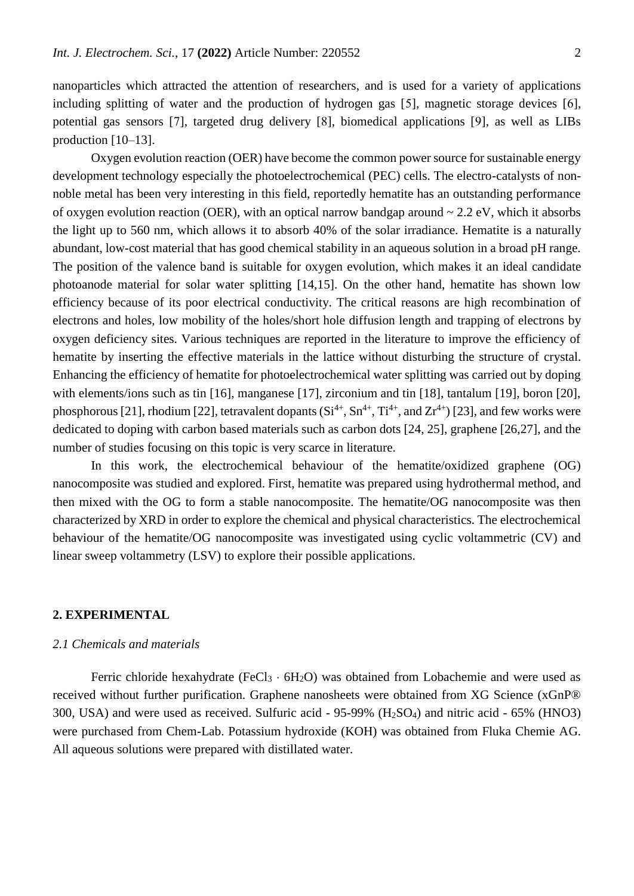nanoparticles which attracted the attention of researchers, and is used for a variety of applications including splitting of water and the production of hydrogen gas [5], magnetic storage devices [6], potential gas sensors [7], targeted drug delivery [8], biomedical applications [9], as well as LIBs production [10–13].

Oxygen evolution reaction (OER) have become the common power source for sustainable energy development technology especially the photoelectrochemical (PEC) cells. The electro-catalysts of non-noble metal has been very interesting in this field, reportedly hematite has an outstanding performance of oxygen evolution reaction (OER), with an optical narrow bandgap around ~ 2.2 eV, which it absorbs the light up to 560 nm, which allows it to absorb 40% of the solar irradiance. Hematite is a naturally abundant, low-cost material that has good chemical stability in an aqueous solution in a broad pH range. The position of the valence band is suitable for oxygen evolution, which makes it an ideal candidate photoanode material for solar water splitting [14,15]. On the other hand, hematite has shown low efficiency because of its poor electrical conductivity. The critical reasons are high recombination of electrons and holes, low mobility of the holes/short hole diffusion length and trapping of electrons by oxygen deficiency sites. Various techniques are reported in the literature to improve the efficiency of hematite by inserting the effective materials in the lattice without disturbing the structure of crystal. Enhancing the efficiency of hematite for photoelectrochemical water splitting was carried out by doping with elements/ions such as tin [16], manganese [17], zirconium and tin [18], tantalum [19], boron [20], phosphorous [21], rhodium [22], tetravalent dopants ($Si^{4+}$, $Sn^{4+}$, $Ti^{4+}$, and $Zr^{4+}$) [23], and few works were dedicated to doping with carbon based materials such as carbon dots [24, 25], graphene [26,27], and the number of studies focusing on this topic is very scarce in literature.

In this work, the electrochemical behaviour of the hematite/oxidized graphene (OG) nanocomposite was studied and explored. First, hematite was prepared using hydrothermal method, and then mixed with the OG to form a stable nanocomposite. The hematite/OG nanocomposite was then characterized by XRD in order to explore the chemical and physical characteristics. The electrochemical behaviour of the hematite/OG nanocomposite was investigated using cyclic voltammetric (CV) and linear sweep voltammetry (LSV) to explore their possible applications.

## 2. EXPERIMENTAL

### *2.1 Chemicals and materials*

Ferric chloride hexahydrate ($FeCl_3 \cdot 6H_2O$) was obtained from Lobachemie and were used as received without further purification. Graphene nanosheets were obtained from XG Science (xGnP® 300, USA) and were used as received. Sulfuric acid - 95-99% ($H_2SO_4$) and nitric acid - 65% (HNO3) were purchased from Chem-Lab. Potassium hydroxide (KOH) was obtained from Fluka Chemie AG. All aqueous solutions were prepared with distillated water.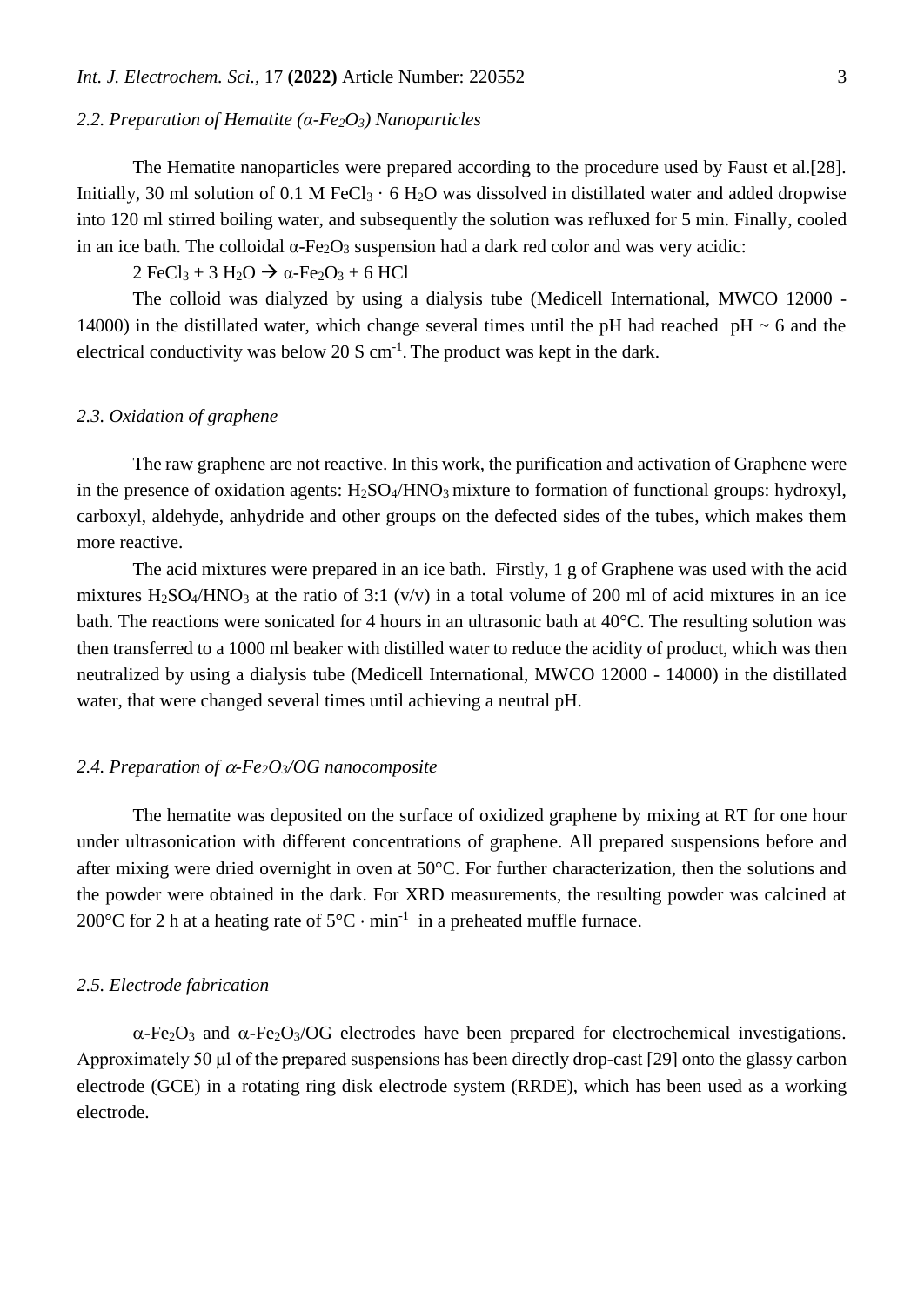### *2.2. Preparation of Hematite (α-$Fe_2O_3$) Nanoparticles*

The Hematite nanoparticles were prepared according to the procedure used by Faust et al.[28]. Initially, 30 ml solution of 0.1 M $FeCl_3 \cdot 6\,H_2O$ was dissolved in distilled water and added dropwise into 120 ml stirred boiling water, and subsequently the solution was refluxed for 5 min. Finally, cooled in an ice bath. The colloidal α-$Fe_2O_3$ suspension had a dark red color and was very acidic:

$$2\,FeCl_3 + 3\,H_2O \rightarrow \alpha\text{-}Fe_2O_3 + 6\,HCl$$

The colloid was dialyzed by using a dialysis tube (Medicell International, MWCO 12000 - 14000) in the distillated water, which change several times until the pH had reached pH ~ 6 and the electrical conductivity was below 20 S $cm^{-1}$. The product was kept in the dark.

### *2.3. Oxidation of graphene*

The raw graphene are not reactive. In this work, the purification and activation of Graphene were in the presence of oxidation agents: $H_2SO_4/HNO_3$ mixture to formation of functional groups: hydroxyl, carboxyl, aldehyde, anhydride and other groups on the defected sides of the tubes, which makes them more reactive.

The acid mixtures were prepared in an ice bath. Firstly, 1 g of Graphene was used with the acid mixtures $H_2SO_4/HNO_3$ at the ratio of 3:1 (v/v) in a total volume of 200 ml of acid mixtures in an ice bath. The reactions were sonicated for 4 hours in an ultrasonic bath at 40°C. The resulting solution was then transferred to a 1000 ml beaker with distilled water to reduce the acidity of product, which was then neutralized by using a dialysis tube (Medicell International, MWCO 12000 - 14000) in the distillated water, that were changed several times until achieving a neutral pH.

### *2.4. Preparation of α-$Fe_2O_3$/OG nanocomposite*

The hematite was deposited on the surface of oxidized graphene by mixing at RT for one hour under ultrasonication with different concentrations of graphene. All prepared suspensions before and after mixing were dried overnight in oven at 50°C. For further characterization, then the solutions and the powder were obtained in the dark. For XRD measurements, the resulting powder was calcined at 200°C for 2 h at a heating rate of 5°C · $min^{-1}$ in a preheated muffle furnace.

### *2.5. Electrode fabrication*

α-$Fe_2O_3$ and α-$Fe_2O_3$/OG electrodes have been prepared for electrochemical investigations. Approximately 50 µl of the prepared suspensions has been directly drop-cast [29] onto the glassy carbon electrode (GCE) in a rotating ring disk electrode system (RRDE), which has been used as a working electrode.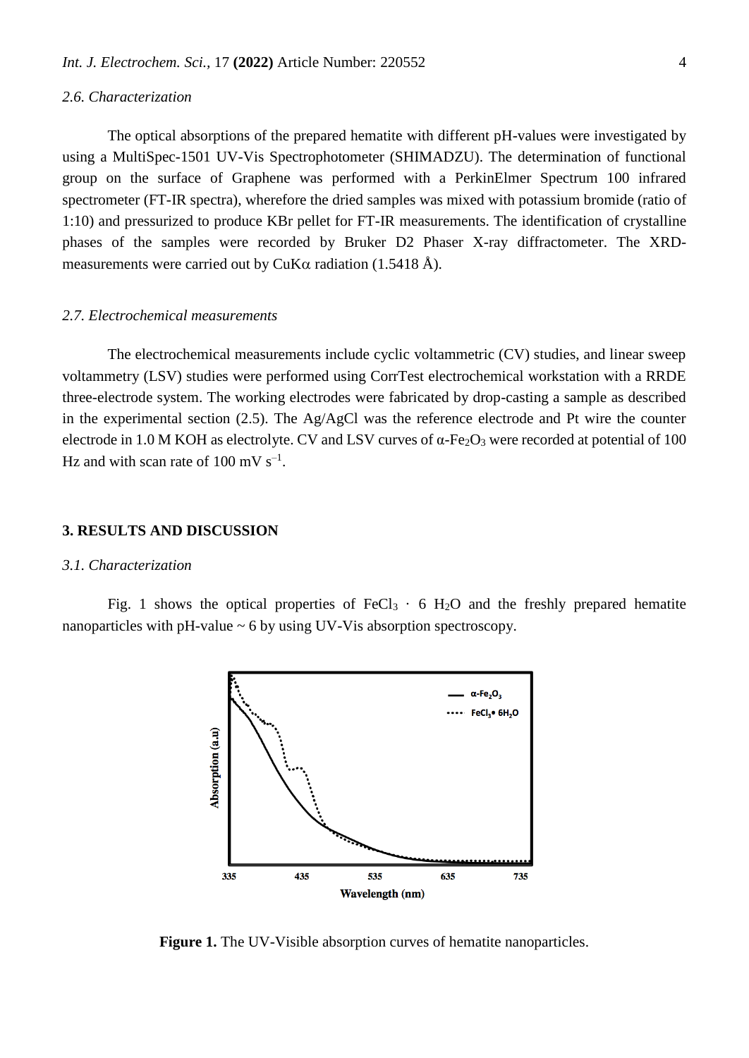### 2.6. Characterization

The optical absorptions of the prepared hematite with different pH-values were investigated by using a MultiSpec-1501 UV-Vis Spectrophotometer (SHIMADZU). The determination of functional group on the surface of Graphene was performed with a PerkinElmer Spectrum 100 infrared spectrometer (FT-IR spectra), wherefore the dried samples was mixed with potassium bromide (ratio of 1:10) and pressurized to produce KBr pellet for FT-IR measurements. The identification of crystalline phases of the samples were recorded by Bruker D2 Phaser X-ray diffractometer. The XRD-measurements were carried out by CuK$\alpha$ radiation (1.5418 Å).

### 2.7. Electrochemical measurements

The electrochemical measurements include cyclic voltammetric (CV) studies, and linear sweep voltammetry (LSV) studies were performed using CorrTest electrochemical workstation with a RRDE three-electrode system. The working electrodes were fabricated by drop-casting a sample as described in the experimental section (2.5). The Ag/AgCl was the reference electrode and Pt wire the counter electrode in 1.0 M KOH as electrolyte. CV and LSV curves of $\alpha$-$Fe_2O_3$ were recorded at potential of 100 Hz and with scan rate of 100 mV $s^{-1}$.

## 3. RESULTS AND DISCUSSION

### 3.1. Characterization

Fig. 1 shows the optical properties of $FeCl_3 \cdot 6\ H_2O$ and the freshly prepared hematite nanoparticles with pH-value ~ 6 by using UV-Vis absorption spectroscopy.

**Figure 1.** The UV-Visible absorption curves of hematite nanoparticles.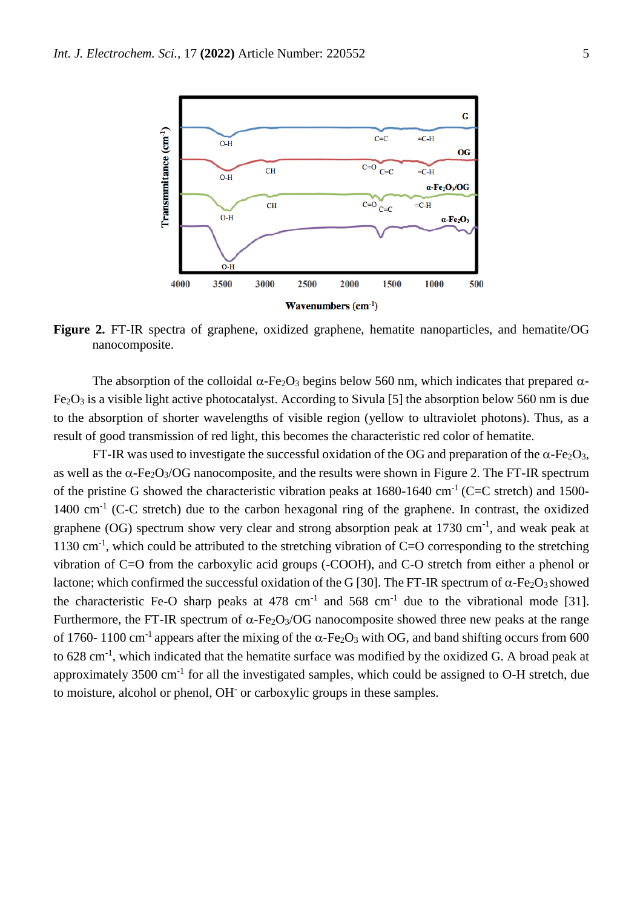**Figure 2.** FT-IR spectra of graphene, oxidized graphene, hematite nanoparticles, and hematite/OG nanocomposite.

The absorption of the colloidal α-$Fe_2O_3$ begins below 560 nm, which indicates that prepared α-$Fe_2O_3$ is a visible light active photocatalyst. According to Sivula [5] the absorption below 560 nm is due to the absorption of shorter wavelengths of visible region (yellow to ultraviolet photons). Thus, as a result of good transmission of red light, this becomes the characteristic red color of hematite.

FT-IR was used to investigate the successful oxidation of the OG and preparation of the α-$Fe_2O_3$, as well as the α-$Fe_2O_3$/OG nanocomposite, and the results were shown in Figure 2. The FT-IR spectrum of the pristine G showed the characteristic vibration peaks at 1680-1640 $cm^{-1}$ (C=C stretch) and 1500-1400 $cm^{-1}$ (C-C stretch) due to the carbon hexagonal ring of the graphene. In contrast, the oxidized graphene (OG) spectrum show very clear and strong absorption peak at 1730 $cm^{-1}$, and weak peak at 1130 $cm^{-1}$, which could be attributed to the stretching vibration of C=O corresponding to the stretching vibration of C=O from the carboxylic acid groups (-COOH), and C-O stretch from either a phenol or lactone; which confirmed the successful oxidation of the G [30]. The FT-IR spectrum of α-$Fe_2O_3$ showed the characteristic Fe-O sharp peaks at 478 $cm^{-1}$ and 568 $cm^{-1}$ due to the vibrational mode [31]. Furthermore, the FT-IR spectrum of α-$Fe_2O_3$/OG nanocomposite showed three new peaks at the range of 1760- 1100 $cm^{-1}$ appears after the mixing of the α-$Fe_2O_3$ with OG, and band shifting occurs from 600 to 628 $cm^{-1}$, which indicated that the hematite surface was modified by the oxidized G. A broad peak at approximately 3500 $cm^{-1}$ for all the investigated samples, which could be assigned to O-H stretch, due to moisture, alcohol or phenol, $OH^-$ or carboxylic groups in these samples.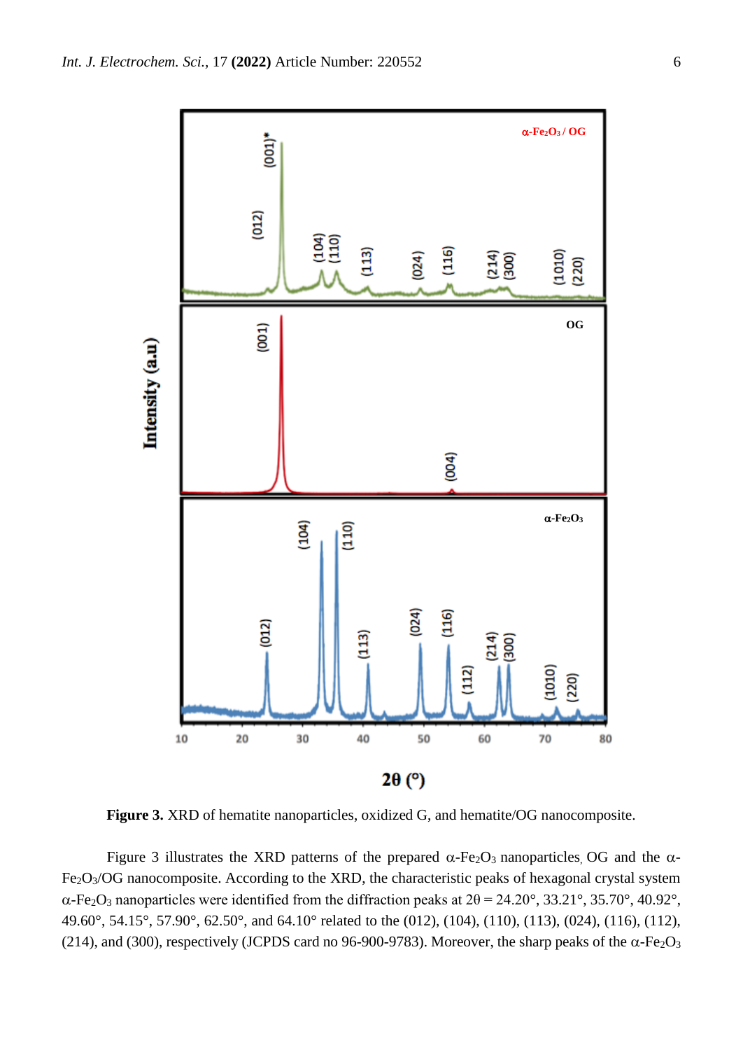**Figure 3.** XRD of hematite nanoparticles, oxidized G, and hematite/OG nanocomposite.

Figure 3 illustrates the XRD patterns of the prepared $\alpha$-$Fe_2O_3$ nanoparticles, OG and the $\alpha$-$Fe_2O_3$/OG nanocomposite. According to the XRD, the characteristic peaks of hexagonal crystal system $\alpha$-$Fe_2O_3$ nanoparticles were identified from the diffraction peaks at $2\theta = 24.20°$, $33.21°$, $35.70°$, $40.92°$, $49.60°$, $54.15°$, $57.90°$, $62.50°$, and $64.10°$ related to the (012), (104), (110), (113), (024), (116), (112), (214), and (300), respectively (JCPDS card no 96-900-9783). Moreover, the sharp peaks of the $\alpha$-$Fe_2O_3$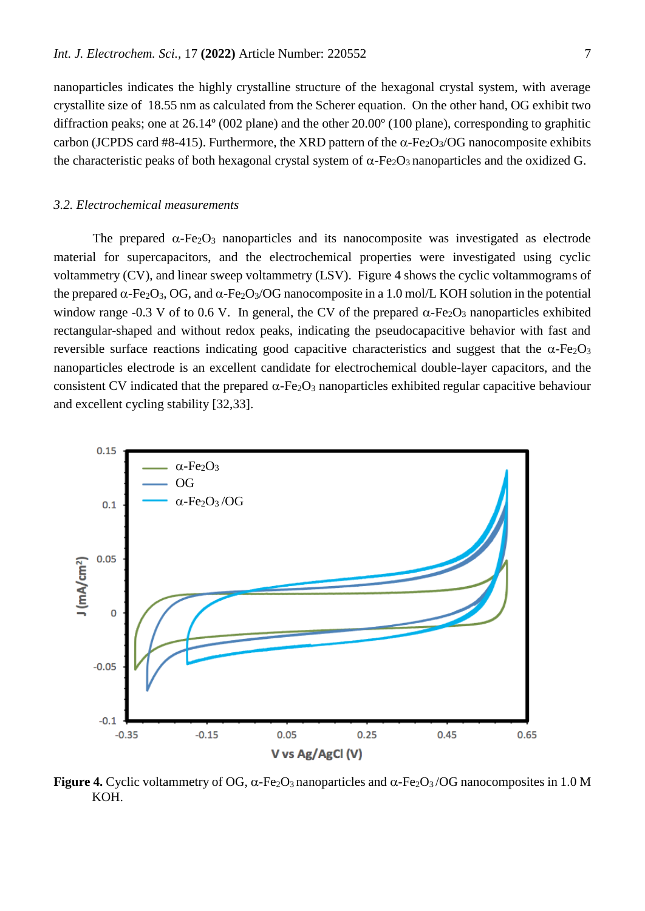nanoparticles indicates the highly crystalline structure of the hexagonal crystal system, with average crystallite size of 18.55 nm as calculated from the Scherer equation. On the other hand, OG exhibit two diffraction peaks; one at 26.14º (002 plane) and the other 20.00º (100 plane), corresponding to graphitic carbon (JCPDS card #8-415). Furthermore, the XRD pattern of the α-$Fe_2O_3$/OG nanocomposite exhibits the characteristic peaks of both hexagonal crystal system of α-$Fe_2O_3$ nanoparticles and the oxidized G.

### *3.2. Electrochemical measurements*

The prepared α-$Fe_2O_3$ nanoparticles and its nanocomposite was investigated as electrode material for supercapacitors, and the electrochemical properties were investigated using cyclic voltammetry (CV), and linear sweep voltammetry (LSV). Figure 4 shows the cyclic voltammograms of the prepared α-$Fe_2O_3$, OG, and α-$Fe_2O_3$/OG nanocomposite in a 1.0 mol/L KOH solution in the potential window range -0.3 V of to 0.6 V. In general, the CV of the prepared α-$Fe_2O_3$ nanoparticles exhibited rectangular-shaped and without redox peaks, indicating the pseudocapacitive behavior with fast and reversible surface reactions indicating good capacitive characteristics and suggest that the α-$Fe_2O_3$ nanoparticles electrode is an excellent candidate for electrochemical double-layer capacitors, and the consistent CV indicated that the prepared α-$Fe_2O_3$ nanoparticles exhibited regular capacitive behaviour and excellent cycling stability [32,33].

**Figure 4.** Cyclic voltammetry of OG, α-$Fe_2O_3$ nanoparticles and α-$Fe_2O_3$/OG nanocomposites in 1.0 M KOH.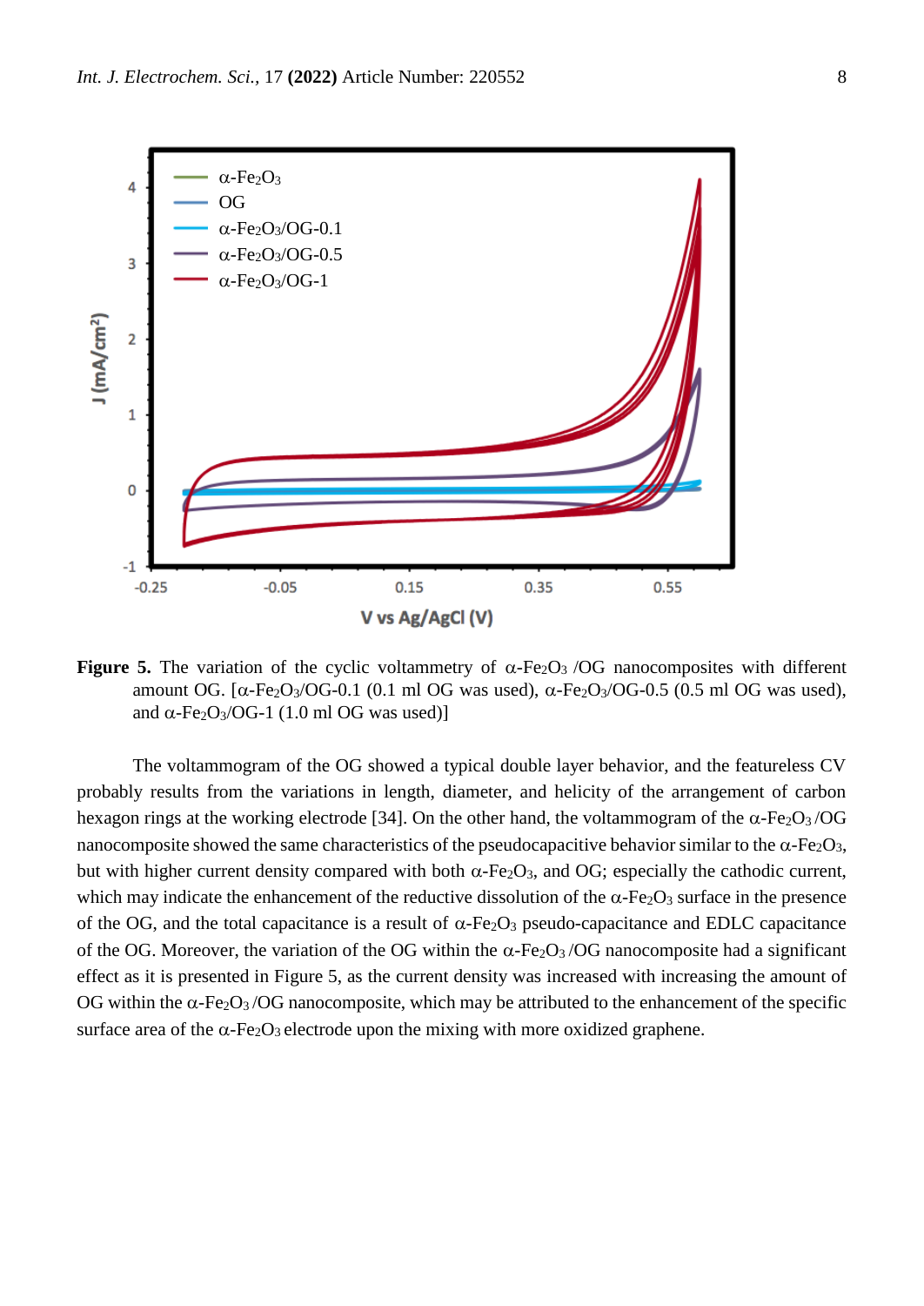**Figure 5.** The variation of the cyclic voltammetry of $\alpha$-$Fe_2O_3$ /OG nanocomposites with different amount OG. [$\alpha$-$Fe_2O_3$/OG-0.1 (0.1 ml OG was used), $\alpha$-$Fe_2O_3$/OG-0.5 (0.5 ml OG was used), and $\alpha$-$Fe_2O_3$/OG-1 (1.0 ml OG was used)]

The voltammogram of the OG showed a typical double layer behavior, and the featureless CV probably results from the variations in length, diameter, and helicity of the arrangement of carbon hexagon rings at the working electrode [34]. On the other hand, the voltammogram of the $\alpha$-$Fe_2O_3$ /OG nanocomposite showed the same characteristics of the pseudocapacitive behavior similar to the $\alpha$-$Fe_2O_3$, but with higher current density compared with both $\alpha$-$Fe_2O_3$, and OG; especially the cathodic current, which may indicate the enhancement of the reductive dissolution of the $\alpha$-$Fe_2O_3$ surface in the presence of the OG, and the total capacitance is a result of $\alpha$-$Fe_2O_3$ pseudo-capacitance and EDLC capacitance of the OG. Moreover, the variation of the OG within the $\alpha$-$Fe_2O_3$ /OG nanocomposite had a significant effect as it is presented in Figure 5, as the current density was increased with increasing the amount of OG within the $\alpha$-$Fe_2O_3$ /OG nanocomposite, which may be attributed to the enhancement of the specific surface area of the $\alpha$-$Fe_2O_3$ electrode upon the mixing with more oxidized graphene.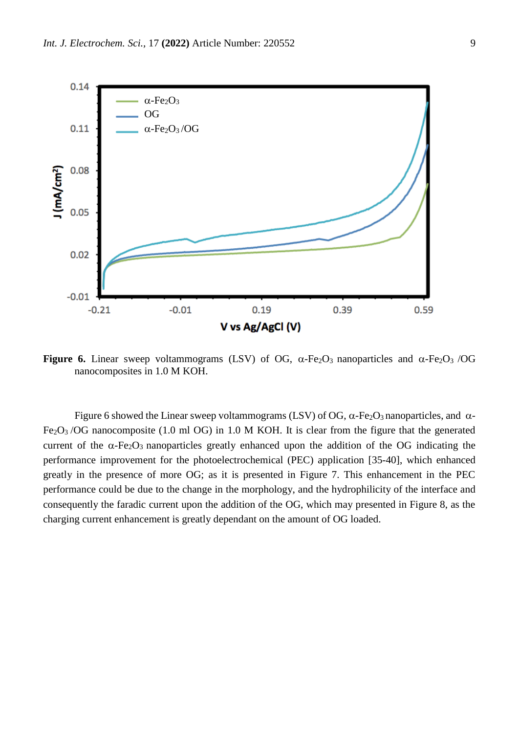**Figure 6.** Linear sweep voltammograms (LSV) of OG, $\alpha$-$Fe_2O_3$ nanoparticles and $\alpha$-$Fe_2O_3$ /OG nanocomposites in 1.0 M KOH.

Figure 6 showed the Linear sweep voltammograms (LSV) of OG, $\alpha$-$Fe_2O_3$ nanoparticles, and $\alpha$-$Fe_2O_3$ /OG nanocomposite (1.0 ml OG) in 1.0 M KOH. It is clear from the figure that the generated current of the $\alpha$-$Fe_2O_3$ nanoparticles greatly enhanced upon the addition of the OG indicating the performance improvement for the photoelectrochemical (PEC) application [35-40], which enhanced greatly in the presence of more OG; as it is presented in Figure 7. This enhancement in the PEC performance could be due to the change in the morphology, and the hydrophilicity of the interface and consequently the faradic current upon the addition of the OG, which may presented in Figure 8, as the charging current enhancement is greatly dependant on the amount of OG loaded.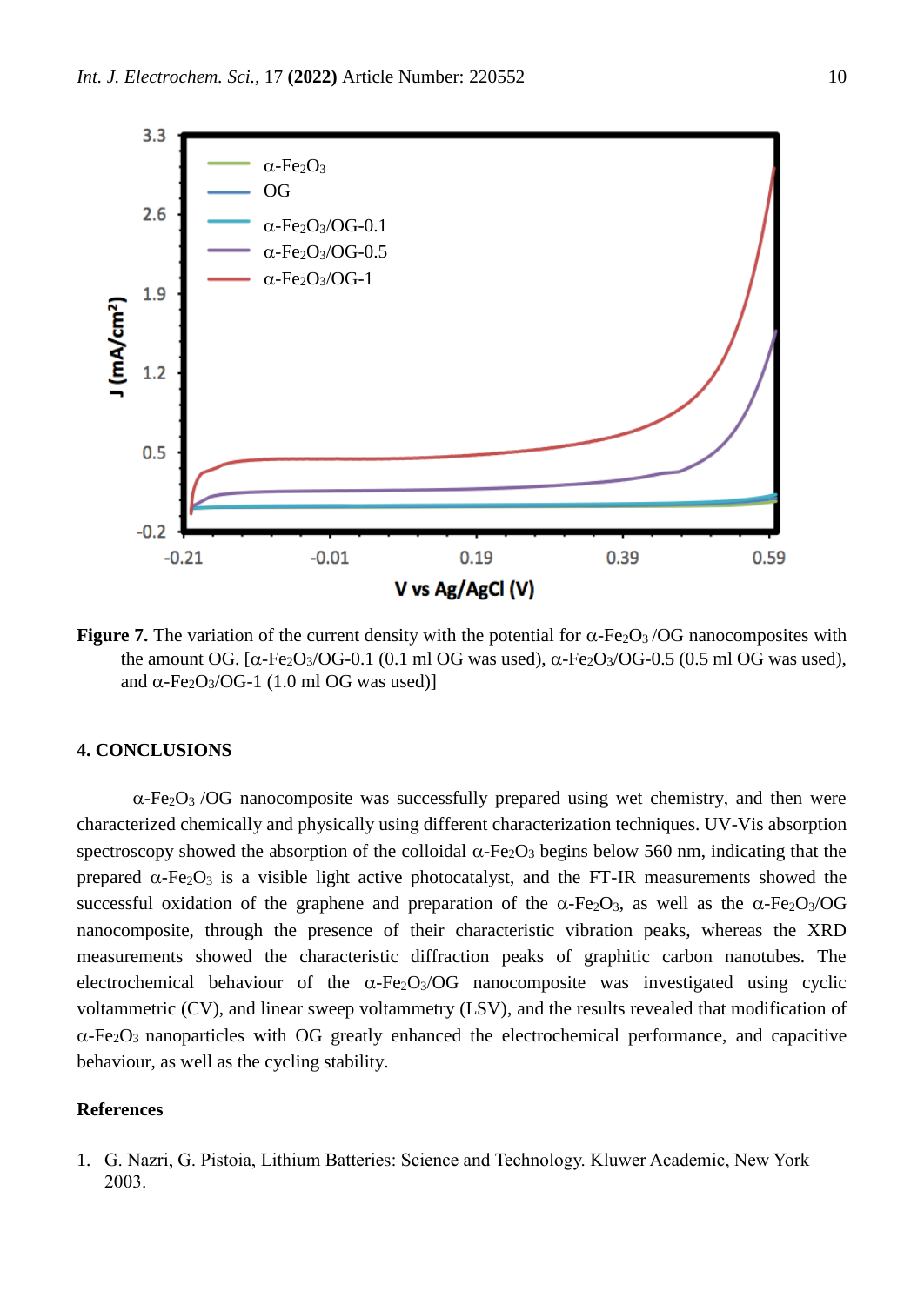**Figure 7.** The variation of the current density with the potential for α-$Fe_2O_3$ /OG nanocomposites with the amount OG. [α-$Fe_2O_3$/OG-0.1 (0.1 ml OG was used), α-$Fe_2O_3$/OG-0.5 (0.5 ml OG was used), and α-$Fe_2O_3$/OG-1 (1.0 ml OG was used)]

## 4. CONCLUSIONS

α-$Fe_2O_3$ /OG nanocomposite was successfully prepared using wet chemistry, and then were characterized chemically and physically using different characterization techniques. UV-Vis absorption spectroscopy showed the absorption of the colloidal α-$Fe_2O_3$ begins below 560 nm, indicating that the prepared α-$Fe_2O_3$ is a visible light active photocatalyst, and the FT-IR measurements showed the successful oxidation of the graphene and preparation of the α-$Fe_2O_3$, as well as the α-$Fe_2O_3$/OG nanocomposite, through the presence of their characteristic vibration peaks, whereas the XRD measurements showed the characteristic diffraction peaks of graphitic carbon nanotubes. The electrochemical behaviour of the α-$Fe_2O_3$/OG nanocomposite was investigated using cyclic voltammetric (CV), and linear sweep voltammetry (LSV), and the results revealed that modification of α-$Fe_2O_3$ nanoparticles with OG greatly enhanced the electrochemical performance, and capacitive behaviour, as well as the cycling stability.

## References

1. G. Nazri, G. Pistoia, Lithium Batteries: Science and Technology. Kluwer Academic, New York 2003.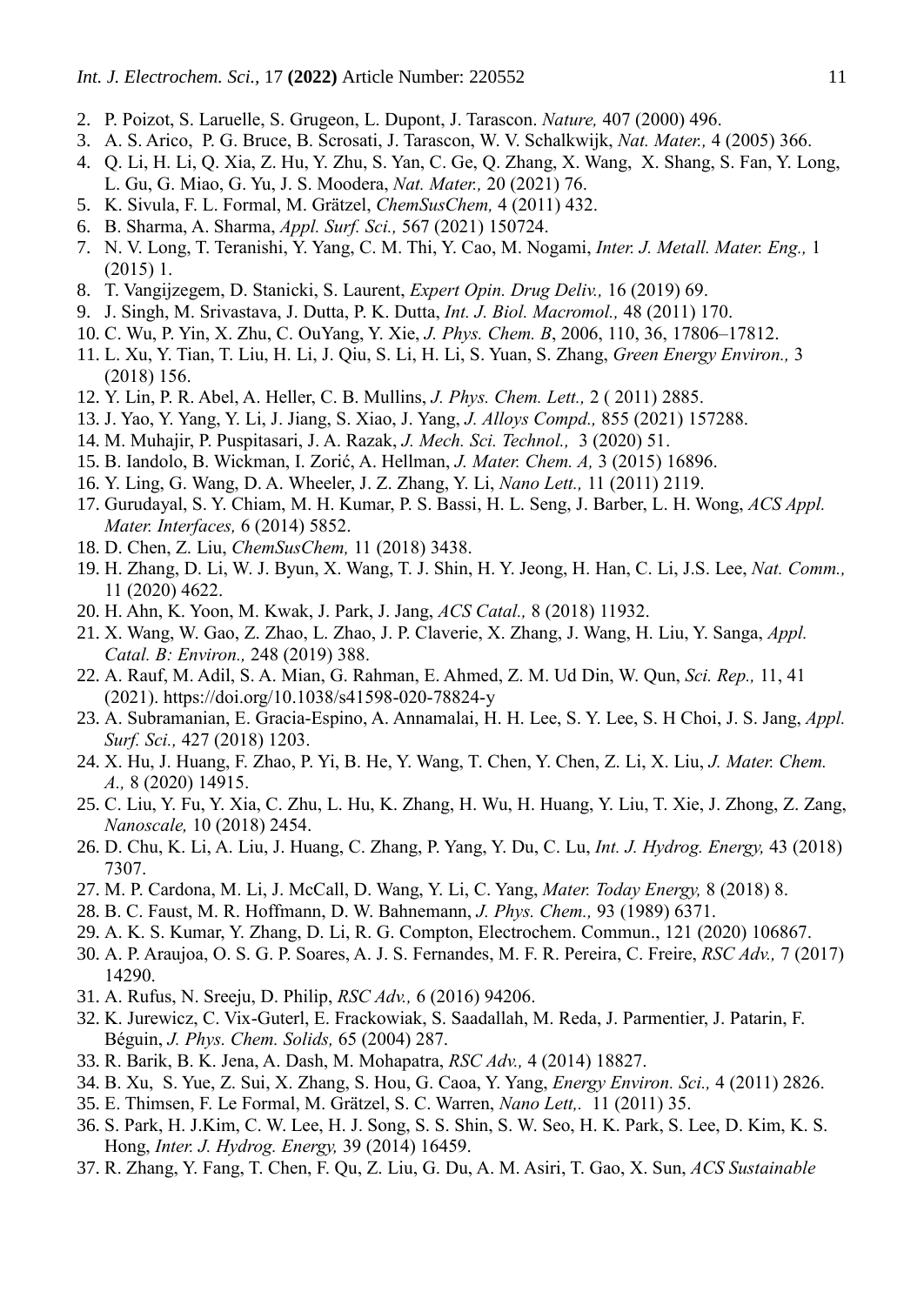2. P. Poizot, S. Laruelle, S. Grugeon, L. Dupont, J. Tarascon. *Nature,* 407 (2000) 496.
3. A. S. Arico, P. G. Bruce, B. Scrosati, J. Tarascon, W. V. Schalkwijk, *Nat. Mater.,* 4 (2005) 366.
4. Q. Li, H. Li, Q. Xia, Z. Hu, Y. Zhu, S. Yan, C. Ge, Q. Zhang, X. Wang, X. Shang, S. Fan, Y. Long, L. Gu, G. Miao, G. Yu, J. S. Moodera, *Nat. Mater.,* 20 (2021) 76.
5. K. Sivula, F. L. Formal, M. Grätzel, *ChemSusChem,* 4 (2011) 432.
6. B. Sharma, A. Sharma, *Appl. Surf. Sci.,* 567 (2021) 150724.
7. N. V. Long, T. Teranishi, Y. Yang, C. M. Thi, Y. Cao, M. Nogami, *Inter. J. Metall. Mater. Eng.,* 1 (2015) 1.
8. T. Vangijzegem, D. Stanicki, S. Laurent, *Expert Opin. Drug Deliv.,* 16 (2019) 69.
9. J. Singh, M. Srivastava, J. Dutta, P. K. Dutta, *Int. J. Biol. Macromol.,* 48 (2011) 170.
10. C. Wu, P. Yin, X. Zhu, C. OuYang, Y. Xie, *J. Phys. Chem. B*, 2006, 110, 36, 17806–17812.
11. L. Xu, Y. Tian, T. Liu, H. Li, J. Qiu, S. Li, H. Li, S. Yuan, S. Zhang, *Green Energy Environ.,* 3 (2018) 156.
12. Y. Lin, P. R. Abel, A. Heller, C. B. Mullins, *J. Phys. Chem. Lett.,* 2 ( 2011) 2885.
13. J. Yao, Y. Yang, Y. Li, J. Jiang, S. Xiao, J. Yang, *J. Alloys Compd.,* 855 (2021) 157288.
14. M. Muhajir, P. Puspitasari, J. A. Razak, *J. Mech. Sci. Technol.,* 3 (2020) 51.
15. B. Iandolo, B. Wickman, I. Zorić, A. Hellman, *J. Mater. Chem. A,* 3 (2015) 16896.
16. Y. Ling, G. Wang, D. A. Wheeler, J. Z. Zhang, Y. Li, *Nano Lett.,* 11 (2011) 2119.
17. Gurudayal, S. Y. Chiam, M. H. Kumar, P. S. Bassi, H. L. Seng, J. Barber, L. H. Wong, *ACS Appl. Mater. Interfaces,* 6 (2014) 5852.
18. D. Chen, Z. Liu, *ChemSusChem,* 11 (2018) 3438.
19. H. Zhang, D. Li, W. J. Byun, X. Wang, T. J. Shin, H. Y. Jeong, H. Han, C. Li, J.S. Lee, *Nat. Comm.,* 11 (2020) 4622.
20. H. Ahn, K. Yoon, M. Kwak, J. Park, J. Jang, *ACS Catal.,* 8 (2018) 11932.
21. X. Wang, W. Gao, Z. Zhao, L. Zhao, J. P. Claverie, X. Zhang, J. Wang, H. Liu, Y. Sanga, *Appl. Catal. B: Environ.,* 248 (2019) 388.
22. A. Rauf, M. Adil, S. A. Mian, G. Rahman, E. Ahmed, Z. M. Ud Din, W. Qun, *Sci. Rep.,* 11, 41 (2021). https://doi.org/10.1038/s41598-020-78824-y
23. A. Subramanian, E. Gracia-Espino, A. Annamalai, H. H. Lee, S. Y. Lee, S. H Choi, J. S. Jang, *Appl. Surf. Sci.,* 427 (2018) 1203.
24. X. Hu, J. Huang, F. Zhao, P. Yi, B. He, Y. Wang, T. Chen, Y. Chen, Z. Li, X. Liu, *J. Mater. Chem. A.,* 8 (2020) 14915.
25. C. Liu, Y. Fu, Y. Xia, C. Zhu, L. Hu, K. Zhang, H. Wu, H. Huang, Y. Liu, T. Xie, J. Zhong, Z. Zang, *Nanoscale,* 10 (2018) 2454.
26. D. Chu, K. Li, A. Liu, J. Huang, C. Zhang, P. Yang, Y. Du, C. Lu, *Int. J. Hydrog. Energy,* 43 (2018) 7307.
27. M. P. Cardona, M. Li, J. McCall, D. Wang, Y. Li, C. Yang, *Mater. Today Energy,* 8 (2018) 8.
28. B. C. Faust, M. R. Hoffmann, D. W. Bahnemann, *J. Phys. Chem.,* 93 (1989) 6371.
29. A. K. S. Kumar, Y. Zhang, D. Li, R. G. Compton, Electrochem. Commun., 121 (2020) 106867.
30. A. P. Araujoa, O. S. G. P. Soares, A. J. S. Fernandes, M. F. R. Pereira, C. Freire, *RSC Adv.,* 7 (2017) 14290.
31. A. Rufus, N. Sreeju, D. Philip, *RSC Adv.,* 6 (2016) 94206.
32. K. Jurewicz, C. Vix-Guterl, E. Frackowiak, S. Saadallah, M. Reda, J. Parmentier, J. Patarin, F. Béguin, *J. Phys. Chem. Solids,* 65 (2004) 287.
33. R. Barik, B. K. Jena, A. Dash, M. Mohapatra, *RSC Adv.,* 4 (2014) 18827.
34. B. Xu, S. Yue, Z. Sui, X. Zhang, S. Hou, G. Caoa, Y. Yang, *Energy Environ. Sci.,* 4 (2011) 2826.
35. E. Thimsen, F. Le Formal, M. Grätzel, S. C. Warren, *Nano Lett,.* 11 (2011) 35.
36. S. Park, H. J.Kim, C. W. Lee, H. J. Song, S. S. Shin, S. W. Seo, H. K. Park, S. Lee, D. Kim, K. S. Hong, *Inter. J. Hydrog. Energy,* 39 (2014) 16459.
37. R. Zhang, Y. Fang, T. Chen, F. Qu, Z. Liu, G. Du, A. M. Asiri, T. Gao, X. Sun, *ACS Sustainable*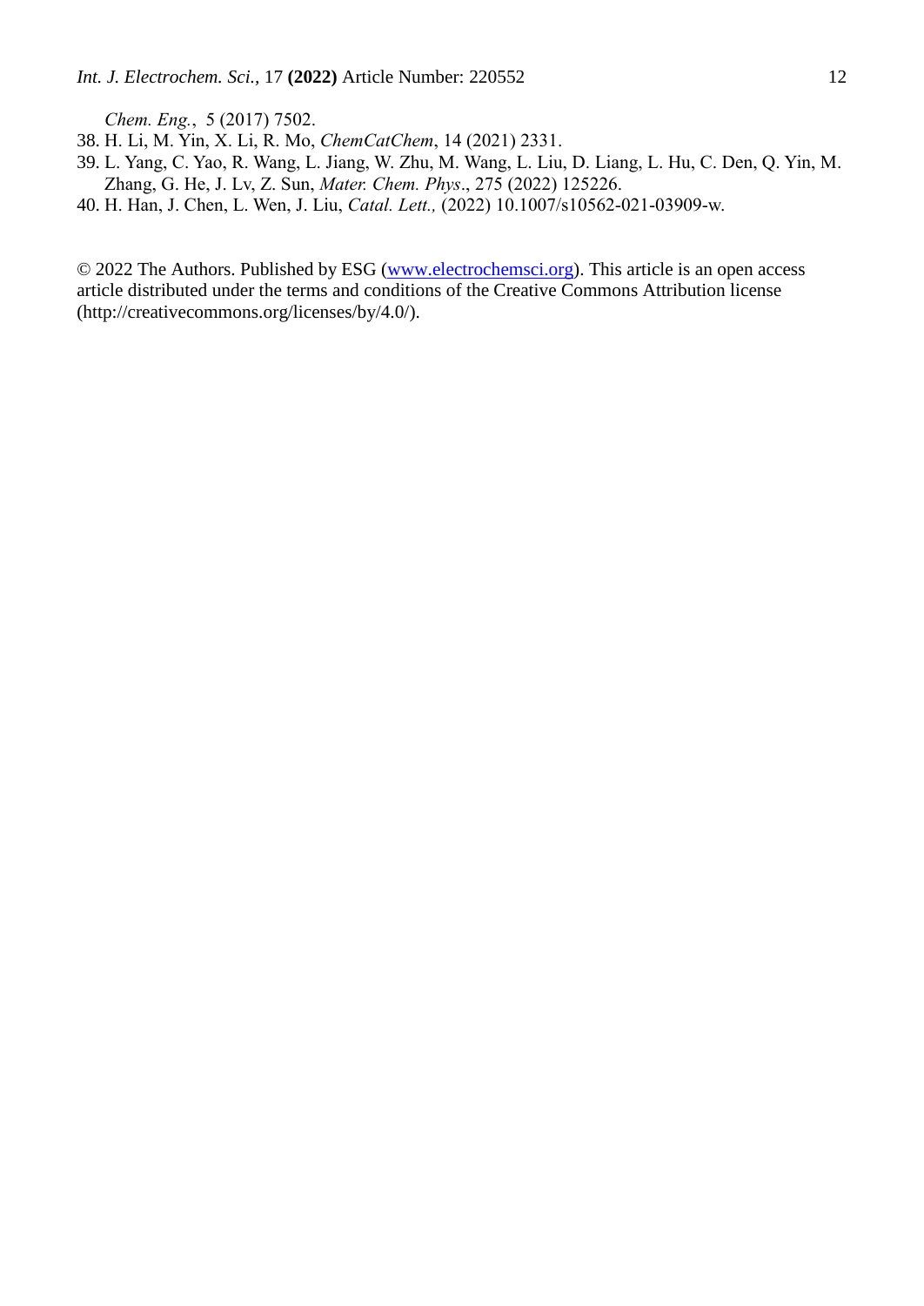*Chem. Eng.*, 5 (2017) 7502.

38. H. Li, M. Yin, X. Li, R. Mo, *ChemCatChem*, 14 (2021) 2331.
39. L. Yang, C. Yao, R. Wang, L. Jiang, W. Zhu, M. Wang, L. Liu, D. Liang, L. Hu, C. Den, Q. Yin, M. Zhang, G. He, J. Lv, Z. Sun, *Mater. Chem. Phys*., 275 (2022) 125226.
40. H. Han, J. Chen, L. Wen, J. Liu, *Catal. Lett.,* (2022) 10.1007/s10562-021-03909-w.

© 2022 The Authors. Published by ESG (www.electrochemsci.org). This article is an open access article distributed under the terms and conditions of the Creative Commons Attribution license (http://creativecommons.org/licenses/by/4.0/).